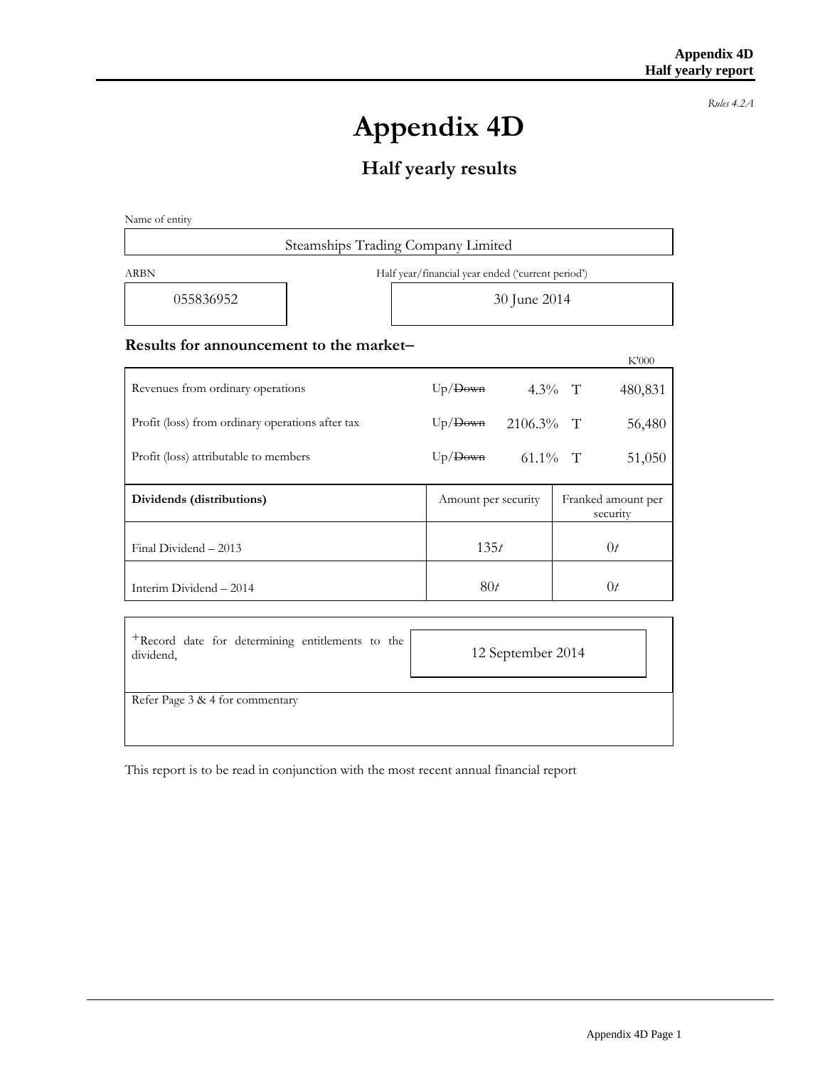*Rules 4.2A*

# Appendix 4D

## Half yearly results

Name of entity

Steamships Trading Company Limited

| ARBN | Half year/financial year ended ('current period') |
|---|---|
| 055836952 | 30 June 2014 |

### Results for announcement to the market–

| | | | | K'000 |
|---|---|---|---|---|
| Revenues from ordinary operations | Up/~~Down~~ | 4.3% | T | 480,831 |
| Profit (loss) from ordinary operations after tax | Up/~~Down~~ | 2106.3% | T | 56,480 |
| Profit (loss) attributable to members | Up/~~Down~~ | 61.1% | T | 51,050 |

| **Dividends (distributions)** | Amount per security | Franked amount per security |
|---|---|---|
| Final Dividend – 2013 | 135*t* | 0*t* |
| Interim Dividend – 2014 | 80*t* | 0*t* |

| +Record date for determining entitlements to the dividend, | 12 September 2014 |
|---|---|

Refer Page 3 & 4 for commentary

This report is to be read in conjunction with the most recent annual financial report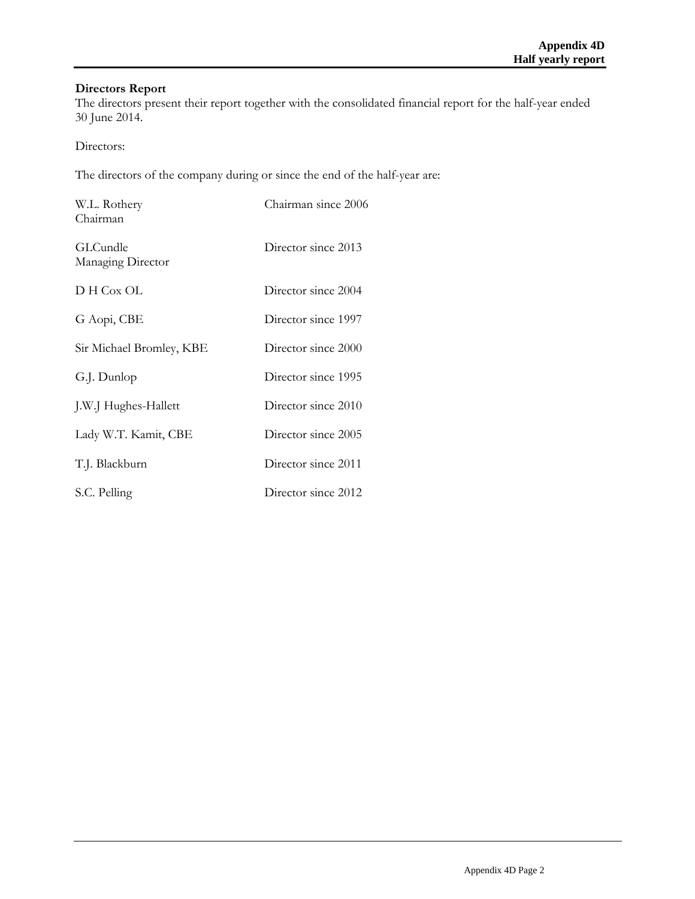## Directors Report

The directors present their report together with the consolidated financial report for the half-year ended 30 June 2014.

Directors:

The directors of the company during or since the end of the half-year are:

| | |
|---|---|
| W.L. Rothery<br>Chairman | Chairman since 2006 |
| GLCundle<br>Managing Director | Director since 2013 |
| D H Cox OL | Director since 2004 |
| G Aopi, CBE | Director since 1997 |
| Sir Michael Bromley, KBE | Director since 2000 |
| G.J. Dunlop | Director since 1995 |
| J.W.J Hughes-Hallett | Director since 2010 |
| Lady W.T. Kamit, CBE | Director since 2005 |
| T.J. Blackburn | Director since 2011 |
| S.C. Pelling | Director since 2012 |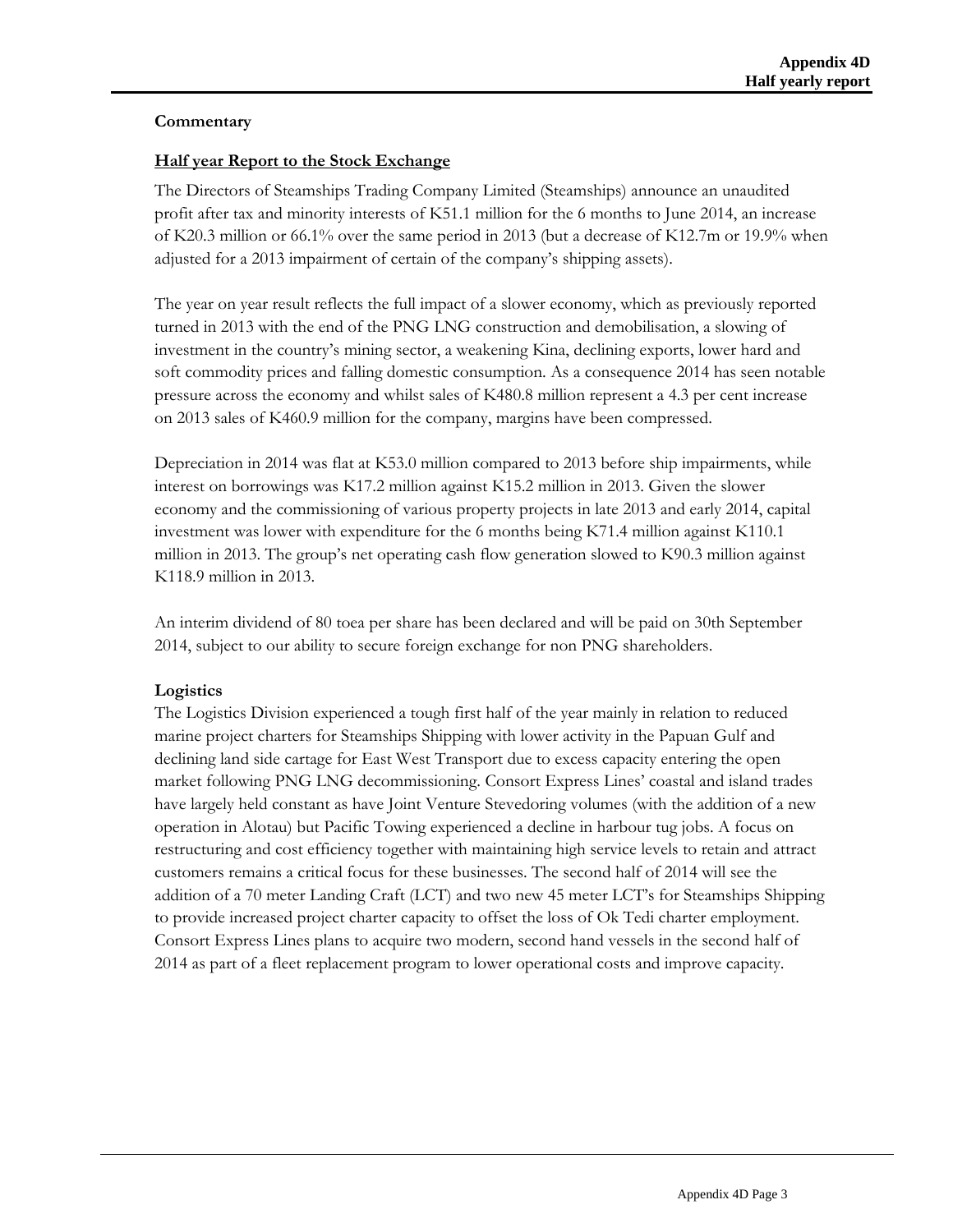**Commentary**

## Half year Report to the Stock Exchange

The Directors of Steamships Trading Company Limited (Steamships) announce an unaudited profit after tax and minority interests of K51.1 million for the 6 months to June 2014, an increase of K20.3 million or 66.1% over the same period in 2013 (but a decrease of K12.7m or 19.9% when adjusted for a 2013 impairment of certain of the company's shipping assets).

The year on year result reflects the full impact of a slower economy, which as previously reported turned in 2013 with the end of the PNG LNG construction and demobilisation, a slowing of investment in the country's mining sector, a weakening Kina, declining exports, lower hard and soft commodity prices and falling domestic consumption. As a consequence 2014 has seen notable pressure across the economy and whilst sales of K480.8 million represent a 4.3 per cent increase on 2013 sales of K460.9 million for the company, margins have been compressed.

Depreciation in 2014 was flat at K53.0 million compared to 2013 before ship impairments, while interest on borrowings was K17.2 million against K15.2 million in 2013. Given the slower economy and the commissioning of various property projects in late 2013 and early 2014, capital investment was lower with expenditure for the 6 months being K71.4 million against K110.1 million in 2013. The group's net operating cash flow generation slowed to K90.3 million against K118.9 million in 2013.

An interim dividend of 80 toea per share has been declared and will be paid on 30th September 2014, subject to our ability to secure foreign exchange for non PNG shareholders.

**Logistics**

The Logistics Division experienced a tough first half of the year mainly in relation to reduced marine project charters for Steamships Shipping with lower activity in the Papuan Gulf and declining land side cartage for East West Transport due to excess capacity entering the open market following PNG LNG decommissioning. Consort Express Lines' coastal and island trades have largely held constant as have Joint Venture Stevedoring volumes (with the addition of a new operation in Alotau) but Pacific Towing experienced a decline in harbour tug jobs. A focus on restructuring and cost efficiency together with maintaining high service levels to retain and attract customers remains a critical focus for these businesses. The second half of 2014 will see the addition of a 70 meter Landing Craft (LCT) and two new 45 meter LCT's for Steamships Shipping to provide increased project charter capacity to offset the loss of Ok Tedi charter employment. Consort Express Lines plans to acquire two modern, second hand vessels in the second half of 2014 as part of a fleet replacement program to lower operational costs and improve capacity.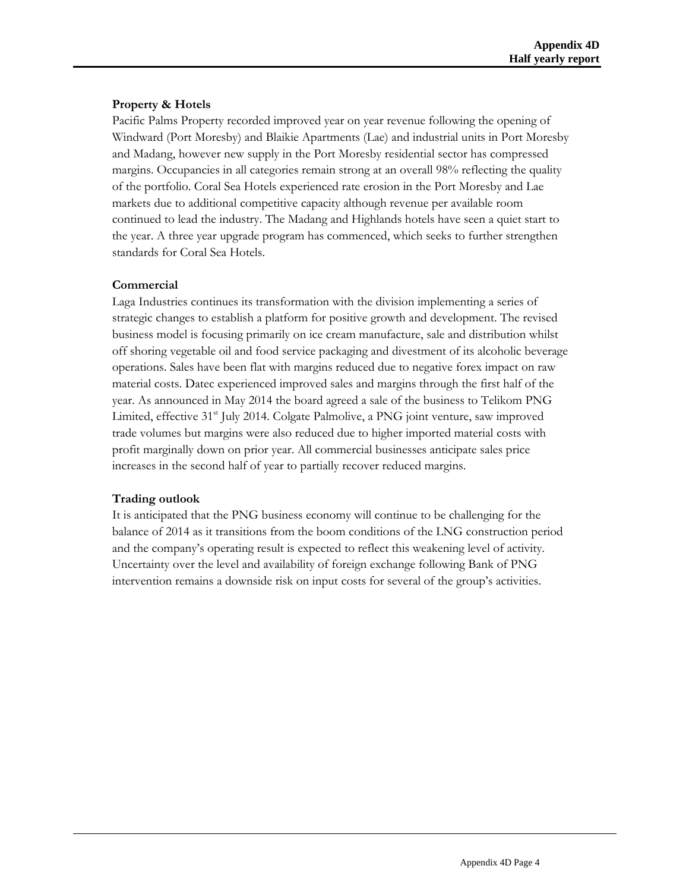**Property & Hotels**

Pacific Palms Property recorded improved year on year revenue following the opening of Windward (Port Moresby) and Blaikie Apartments (Lae) and industrial units in Port Moresby and Madang, however new supply in the Port Moresby residential sector has compressed margins. Occupancies in all categories remain strong at an overall 98% reflecting the quality of the portfolio. Coral Sea Hotels experienced rate erosion in the Port Moresby and Lae markets due to additional competitive capacity although revenue per available room continued to lead the industry. The Madang and Highlands hotels have seen a quiet start to the year. A three year upgrade program has commenced, which seeks to further strengthen standards for Coral Sea Hotels.

**Commercial**

Laga Industries continues its transformation with the division implementing a series of strategic changes to establish a platform for positive growth and development. The revised business model is focusing primarily on ice cream manufacture, sale and distribution whilst off shoring vegetable oil and food service packaging and divestment of its alcoholic beverage operations. Sales have been flat with margins reduced due to negative forex impact on raw material costs. Datec experienced improved sales and margins through the first half of the year. As announced in May 2014 the board agreed a sale of the business to Telikom PNG Limited, effective 31st July 2014. Colgate Palmolive, a PNG joint venture, saw improved trade volumes but margins were also reduced due to higher imported material costs with profit marginally down on prior year. All commercial businesses anticipate sales price increases in the second half of year to partially recover reduced margins.

**Trading outlook**

It is anticipated that the PNG business economy will continue to be challenging for the balance of 2014 as it transitions from the boom conditions of the LNG construction period and the company's operating result is expected to reflect this weakening level of activity. Uncertainty over the level and availability of foreign exchange following Bank of PNG intervention remains a downside risk on input costs for several of the group's activities.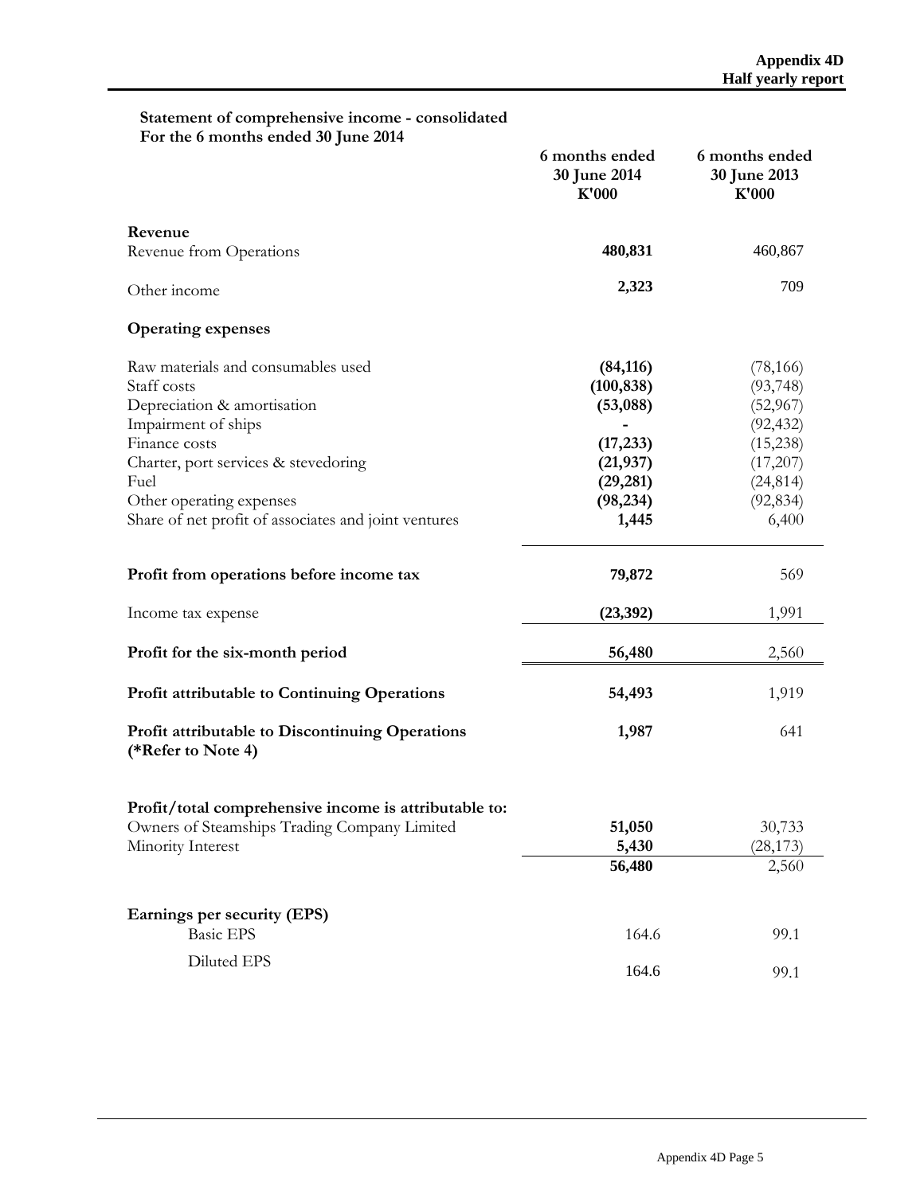**Statement of comprehensive income - consolidated**
**For the 6 months ended 30 June 2014**

| | 6 months ended 30 June 2014 K'000 | 6 months ended 30 June 2013 K'000 |
|---|---|---|
| **Revenue** | | |
| Revenue from Operations | **480,831** | 460,867 |
| Other income | **2,323** | 709 |
| **Operating expenses** | | |
| Raw materials and consumables used | **(84,116)** | (78,166) |
| Staff costs | **(100,838)** | (93,748) |
| Depreciation & amortisation | **(53,088)** | (52,967) |
| Impairment of ships | **-** | (92,432) |
| Finance costs | **(17,233)** | (15,238) |
| Charter, port services & stevedoring | **(21,937)** | (17,207) |
| Fuel | **(29,281)** | (24,814) |
| Other operating expenses | **(98,234)** | (92,834) |
| Share of net profit of associates and joint ventures | **1,445** | 6,400 |
| **Profit from operations before income tax** | **79,872** | 569 |
| Income tax expense | **(23,392)** | 1,991 |
| **Profit for the six-month period** | **56,480** | 2,560 |
| **Profit attributable to Continuing Operations** | **54,493** | 1,919 |
| **Profit attributable to Discontinuing Operations (*Refer to Note 4)** | **1,987** | 641 |
| **Profit/total comprehensive income is attributable to:** | | |
| Owners of Steamships Trading Company Limited | **51,050** | 30,733 |
| Minority Interest | **5,430** | (28,173) |
| | **56,480** | 2,560 |
| **Earnings per security (EPS)** | | |
| Basic EPS | 164.6 | 99.1 |
| Diluted EPS | 164.6 | 99.1 |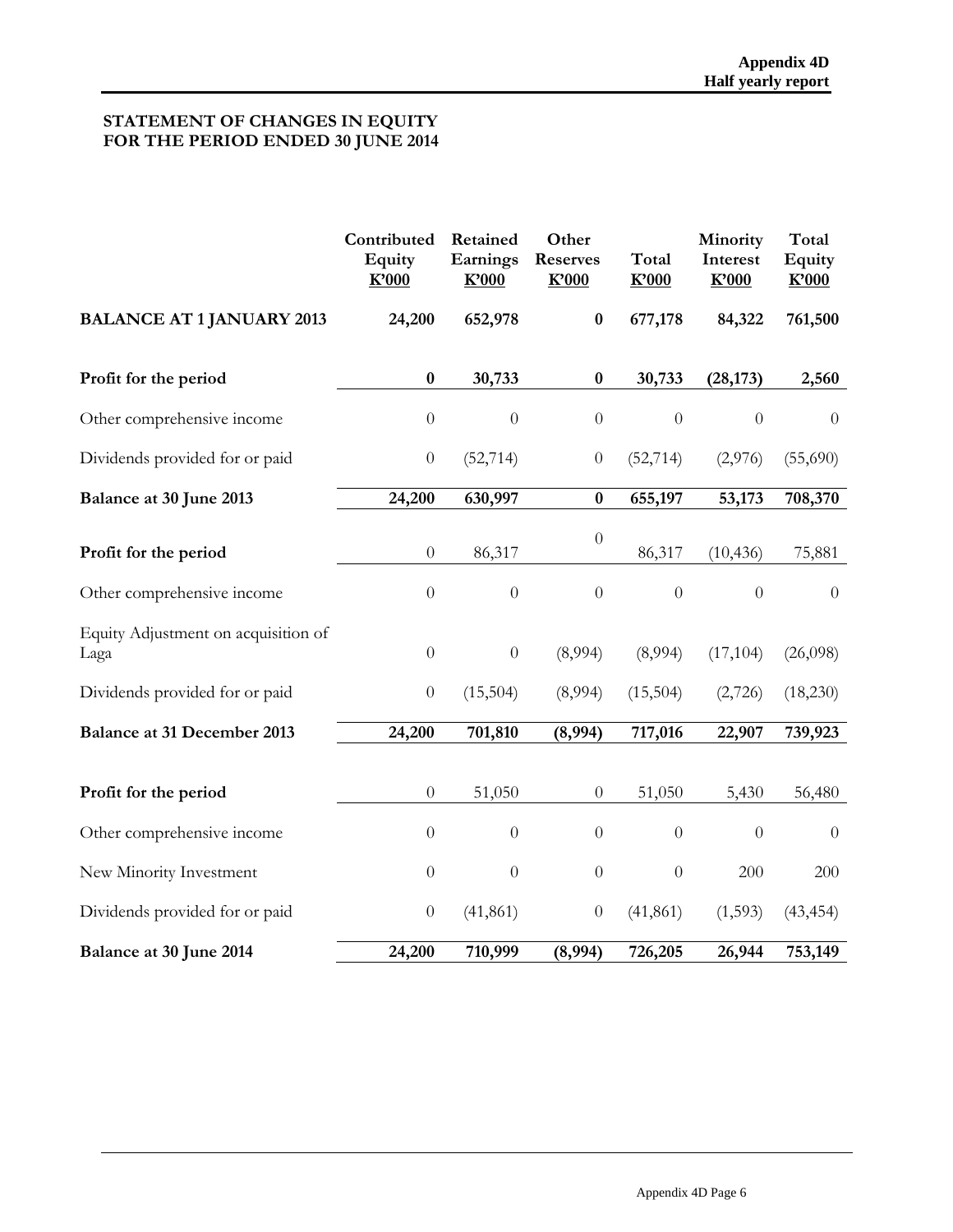**STATEMENT OF CHANGES IN EQUITY**
**FOR THE PERIOD ENDED 30 JUNE 2014**

| | Contributed Equity K'000 | Retained Earnings K'000 | Other Reserves K'000 | Total K'000 | Minority Interest K'000 | Total Equity K'000 |
|---|---|---|---|---|---|---|
| **BALANCE AT 1 JANUARY 2013** | **24,200** | **652,978** | **0** | **677,178** | **84,322** | **761,500** |
| **Profit for the period** | **0** | **30,733** | **0** | **30,733** | **(28,173)** | **2,560** |
| Other comprehensive income | 0 | 0 | 0 | 0 | 0 | 0 |
| Dividends provided for or paid | 0 | (52,714) | 0 | (52,714) | (2,976) | (55,690) |
| **Balance at 30 June 2013** | **24,200** | **630,997** | **0** | **655,197** | **53,173** | **708,370** |
| **Profit for the period** | 0 | 86,317 | 0 | 86,317 | (10,436) | 75,881 |
| Other comprehensive income | 0 | 0 | 0 | 0 | 0 | 0 |
| Equity Adjustment on acquisition of Laga | 0 | 0 | (8,994) | (8,994) | (17,104) | (26,098) |
| Dividends provided for or paid | 0 | (15,504) | (8,994) | (15,504) | (2,726) | (18,230) |
| **Balance at 31 December 2013** | **24,200** | **701,810** | **(8,994)** | **717,016** | **22,907** | **739,923** |
| **Profit for the period** | 0 | 51,050 | 0 | 51,050 | 5,430 | 56,480 |
| Other comprehensive income | 0 | 0 | 0 | 0 | 0 | 0 |
| New Minority Investment | 0 | 0 | 0 | 0 | 200 | 200 |
| Dividends provided for or paid | 0 | (41,861) | 0 | (41,861) | (1,593) | (43,454) |
| **Balance at 30 June 2014** | **24,200** | **710,999** | **(8,994)** | **726,205** | **26,944** | **753,149** |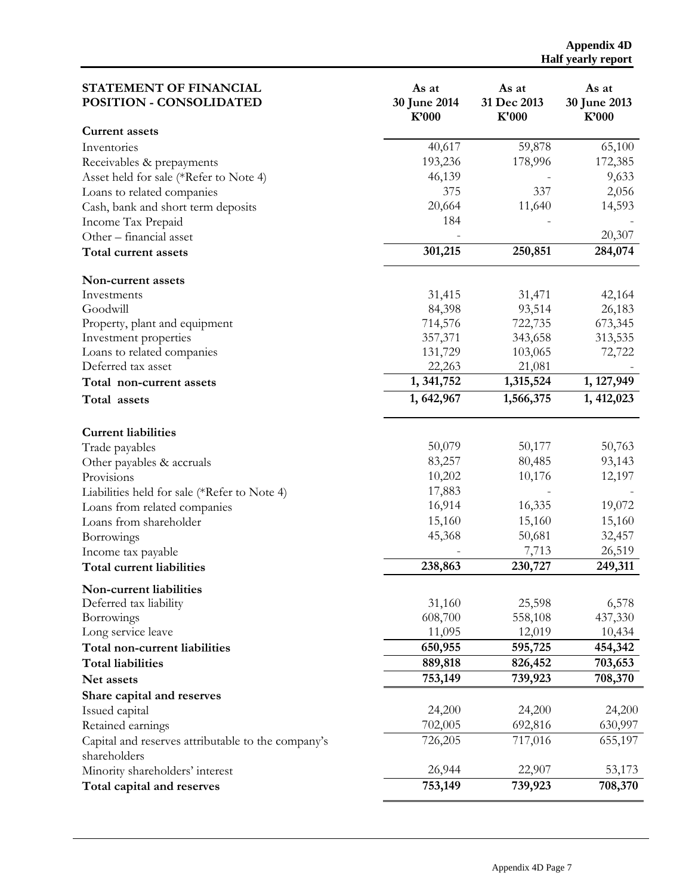**Appendix 4D**
**Half yearly report**

| STATEMENT OF FINANCIAL POSITION - CONSOLIDATED | As at 30 June 2014 K'000 | As at 31 Dec 2013 K'000 | As at 30 June 2013 K'000 |
|---|---|---|---|
| **Current assets** | | | |
| Inventories | 40,617 | 59,878 | 65,100 |
| Receivables & prepayments | 193,236 | 178,996 | 172,385 |
| Asset held for sale (*Refer to Note 4) | 46,139 | - | 9,633 |
| Loans to related companies | 375 | 337 | 2,056 |
| Cash, bank and short term deposits | 20,664 | 11,640 | 14,593 |
| Income Tax Prepaid | 184 | - | - |
| Other – financial asset | - | | 20,307 |
| **Total current assets** | **301,215** | **250,851** | **284,074** |
| **Non-current assets** | | | |
| Investments | 31,415 | 31,471 | 42,164 |
| Goodwill | 84,398 | 93,514 | 26,183 |
| Property, plant and equipment | 714,576 | 722,735 | 673,345 |
| Investment properties | 357,371 | 343,658 | 313,535 |
| Loans to related companies | 131,729 | 103,065 | 72,722 |
| Deferred tax asset | 22,263 | 21,081 | - |
| **Total non-current assets** | **1, 341,752** | **1,315,524** | **1, 127,949** |
| **Total assets** | **1, 642,967** | **1,566,375** | **1, 412,023** |
| **Current liabilities** | | | |
| Trade payables | 50,079 | 50,177 | 50,763 |
| Other payables & accruals | 83,257 | 80,485 | 93,143 |
| Provisions | 10,202 | 10,176 | 12,197 |
| Liabilities held for sale (*Refer to Note 4) | 17,883 | - | - |
| Loans from related companies | 16,914 | 16,335 | 19,072 |
| Loans from shareholder | 15,160 | 15,160 | 15,160 |
| Borrowings | 45,368 | 50,681 | 32,457 |
| Income tax payable | - | 7,713 | 26,519 |
| **Total current liabilities** | **238,863** | **230,727** | **249,311** |
| **Non-current liabilities** | | | |
| Deferred tax liability | 31,160 | 25,598 | 6,578 |
| Borrowings | 608,700 | 558,108 | 437,330 |
| Long service leave | 11,095 | 12,019 | 10,434 |
| **Total non-current liabilities** | **650,955** | **595,725** | **454,342** |
| **Total liabilities** | **889,818** | **826,452** | **703,653** |
| **Net assets** | **753,149** | **739,923** | **708,370** |
| **Share capital and reserves** | | | |
| Issued capital | 24,200 | 24,200 | 24,200 |
| Retained earnings | 702,005 | 692,816 | 630,997 |
| Capital and reserves attributable to the company's shareholders | 726,205 | 717,016 | 655,197 |
| Minority shareholders' interest | 26,944 | 22,907 | 53,173 |
| **Total capital and reserves** | **753,149** | **739,923** | **708,370** |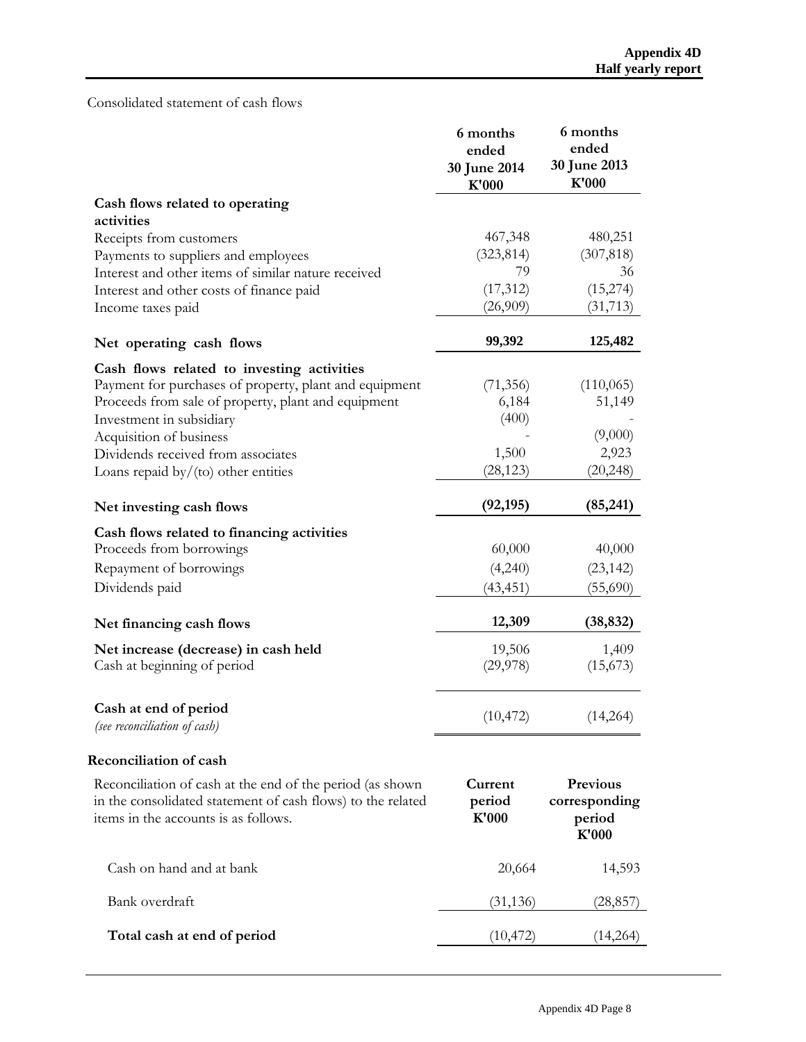Consolidated statement of cash flows

| | 6 months ended 30 June 2014 K'000 | 6 months ended 30 June 2013 K'000 |
|---|---|---|
| **Cash flows related to operating activities** | | |
| Receipts from customers | 467,348 | 480,251 |
| Payments to suppliers and employees | (323,814) | (307,818) |
| Interest and other items of similar nature received | 79 | 36 |
| Interest and other costs of finance paid | (17,312) | (15,274) |
| Income taxes paid | (26,909) | (31,713) |
| **Net operating cash flows** | **99,392** | **125,482** |
| **Cash flows related to investing activities** | | |
| Payment for purchases of property, plant and equipment | (71,356) | (110,065) |
| Proceeds from sale of property, plant and equipment | 6,184 | 51,149 |
| Investment in subsidiary | (400) | - |
| Acquisition of business | - | (9,000) |
| Dividends received from associates | 1,500 | 2,923 |
| Loans repaid by/(to) other entities | (28,123) | (20,248) |
| **Net investing cash flows** | **(92,195)** | **(85,241)** |
| **Cash flows related to financing activities** | | |
| Proceeds from borrowings | 60,000 | 40,000 |
| Repayment of borrowings | (4,240) | (23,142) |
| Dividends paid | (43,451) | (55,690) |
| **Net financing cash flows** | **12,309** | **(38,832)** |
| **Net increase (decrease) in cash held** | 19,506 | 1,409 |
| Cash at beginning of period | (29,978) | (15,673) |
| **Cash at end of period** *(see reconciliation of cash)* | (10,472) | (14,264) |

**Reconciliation of cash**

| Reconciliation of cash at the end of the period (as shown in the consolidated statement of cash flows) to the related items in the accounts is as follows. | Current period K'000 | Previous corresponding period K'000 |
|---|---|---|
| Cash on hand and at bank | 20,664 | 14,593 |
| Bank overdraft | (31,136) | (28,857) |
| **Total cash at end of period** | (10,472) | (14,264) |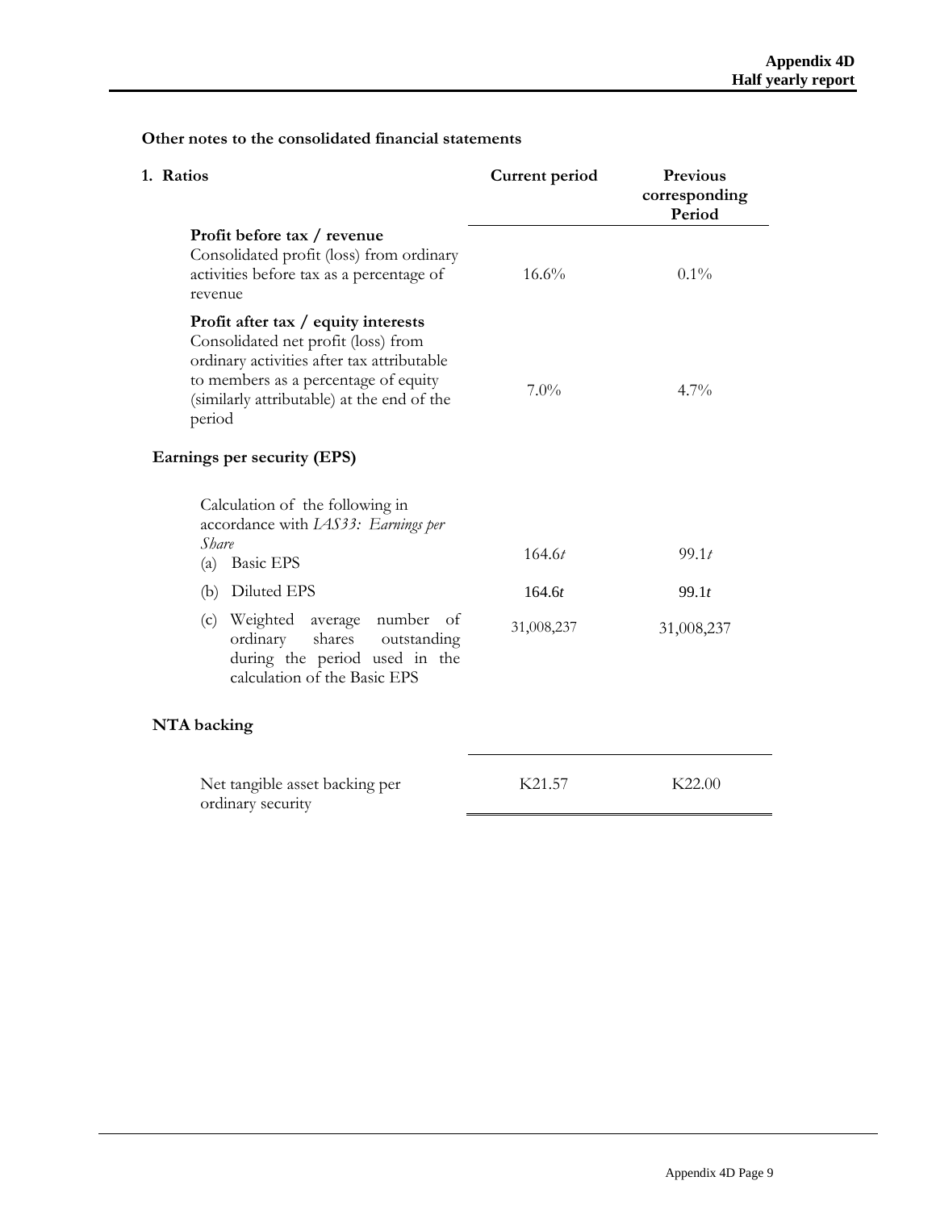## Other notes to the consolidated financial statements

| 1. Ratios | Current period | Previous corresponding Period |
|---|---|---|
| **Profit before tax / revenue** Consolidated profit (loss) from ordinary activities before tax as a percentage of revenue | 16.6% | 0.1% |
| **Profit after tax / equity interests** Consolidated net profit (loss) from ordinary activities after tax attributable to members as a percentage of equity (similarly attributable) at the end of the period | 7.0% | 4.7% |

### Earnings per security (EPS)

| Calculation of the following in accordance with *IAS33: Earnings per Share* | | |
|---|---|---|
| (a) Basic EPS | 164.6*t* | 99.1*t* |
| (b) Diluted EPS | 164.6*t* | 99.1*t* |
| (c) Weighted average number of ordinary shares outstanding during the period used in the calculation of the Basic EPS | 31,008,237 | 31,008,237 |

### NTA backing

| | | |
|---|---|---|
| Net tangible asset backing per ordinary security | K21.57 | K22.00 |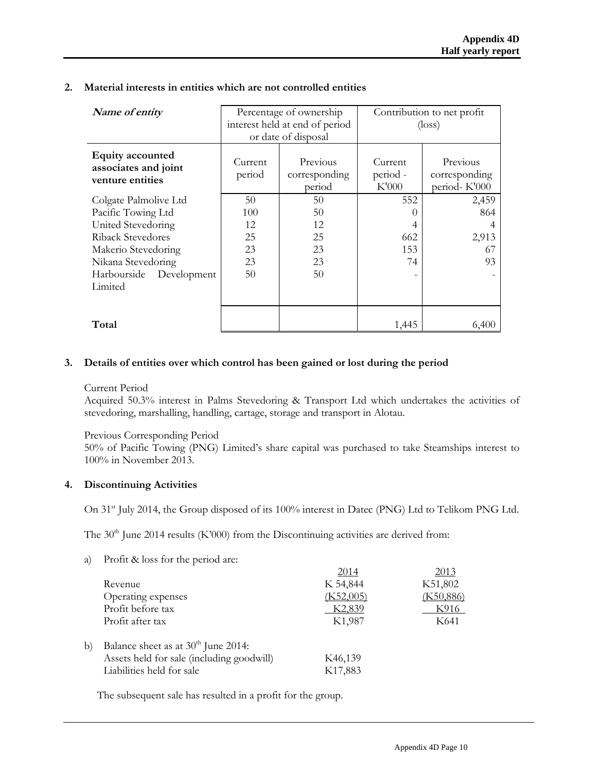## 2. Material interests in entities which are not controlled entities

| *Name of entity* | Percentage of ownership interest held at end of period or date of disposal | | Contribution to net profit (loss) | |
|---|---|---|---|---|
| **Equity accounted associates and joint venture entities** | Current period | Previous corresponding period | Current period - K'000 | Previous corresponding period- K'000 |
| Colgate Palmolive Ltd | 50 | 50 | 552 | 2,459 |
| Pacific Towing Ltd | 100 | 50 | 0 | 864 |
| United Stevedoring | 12 | 12 | 4 | 4 |
| Riback Stevedores | 25 | 25 | 662 | 2,913 |
| Makerio Stevedoring | 23 | 23 | 153 | 67 |
| Nikana Stevedoring | 23 | 23 | 74 | 93 |
| Harbourside Development Limited | 50 | 50 | - | - |
| **Total** | | | 1,445 | 6,400 |

## 3. Details of entities over which control has been gained or lost during the period

Current Period

Acquired 50.3% interest in Palms Stevedoring & Transport Ltd which undertakes the activities of stevedoring, marshalling, handling, cartage, storage and transport in Alotau.

Previous Corresponding Period

50% of Pacific Towing (PNG) Limited's share capital was purchased to take Steamships interest to 100% in November 2013.

## 4. Discontinuing Activities

On 31st July 2014, the Group disposed of its 100% interest in Datec (PNG) Ltd to Telikom PNG Ltd.

The 30th June 2014 results (K'000) from the Discontinuing activities are derived from:

a) Profit & loss for the period are:

| | 2014 | 2013 |
|---|---|---|
| Revenue | K 54,844 | K51,802 |
| Operating expenses | (K52,005) | (K50,886) |
| Profit before tax | K2,839 | K916 |
| Profit after tax | K1,987 | K641 |

b) Balance sheet as at 30th June 2014:

| | |
|---|---|
| Assets held for sale (including goodwill) | K46,139 |
| Liabilities held for sale | K17,883 |

The subsequent sale has resulted in a profit for the group.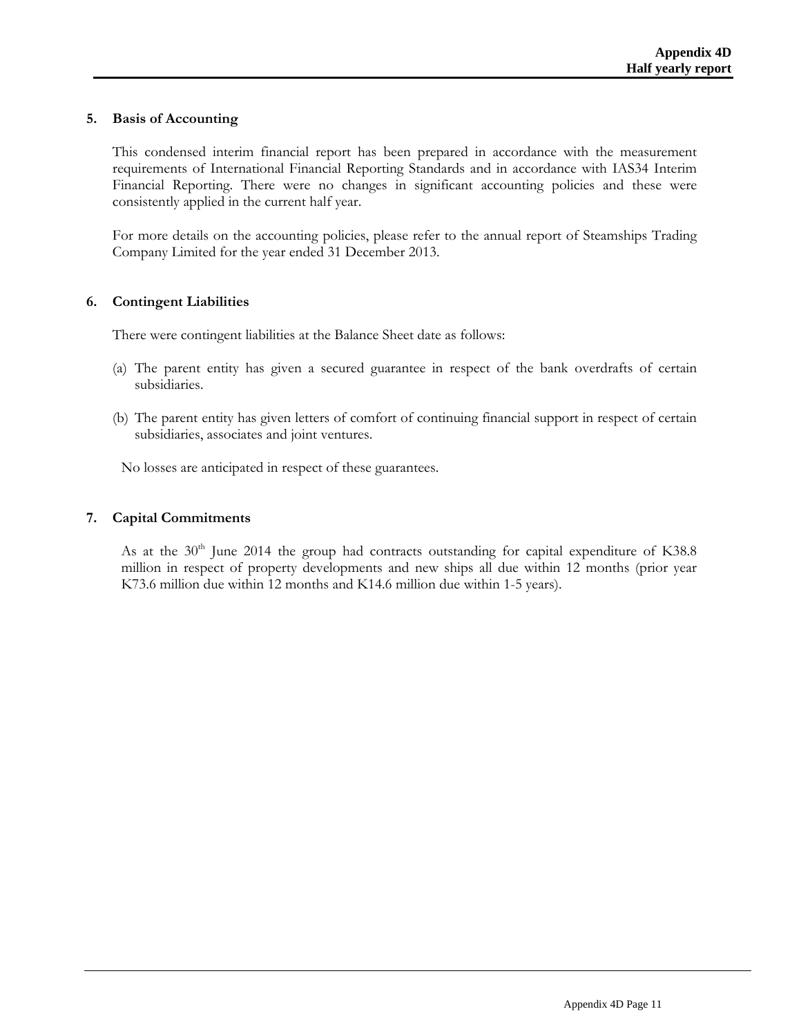## 5. Basis of Accounting

This condensed interim financial report has been prepared in accordance with the measurement requirements of International Financial Reporting Standards and in accordance with IAS34 Interim Financial Reporting. There were no changes in significant accounting policies and these were consistently applied in the current half year.

For more details on the accounting policies, please refer to the annual report of Steamships Trading Company Limited for the year ended 31 December 2013.

## 6. Contingent Liabilities

There were contingent liabilities at the Balance Sheet date as follows:

(a) The parent entity has given a secured guarantee in respect of the bank overdrafts of certain subsidiaries.

(b) The parent entity has given letters of comfort of continuing financial support in respect of certain subsidiaries, associates and joint ventures.

No losses are anticipated in respect of these guarantees.

## 7. Capital Commitments

As at the 30th June 2014 the group had contracts outstanding for capital expenditure of K38.8 million in respect of property developments and new ships all due within 12 months (prior year K73.6 million due within 12 months and K14.6 million due within 1-5 years).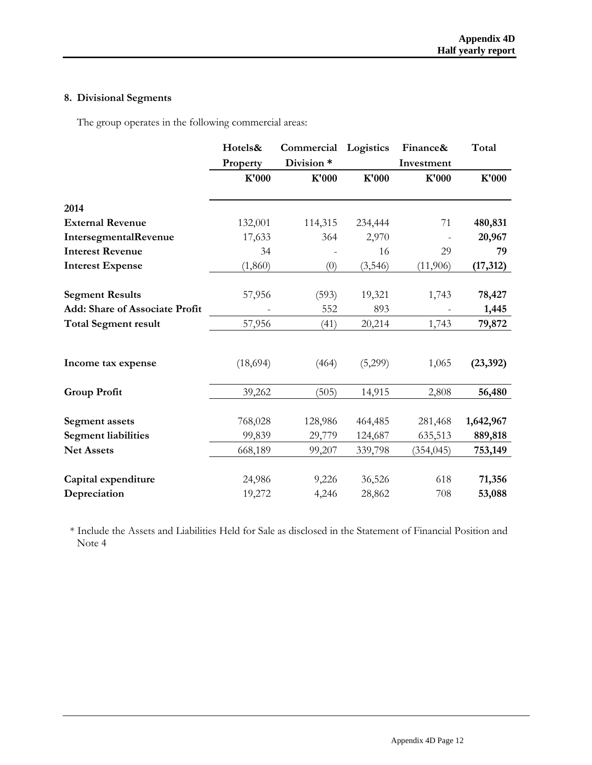## 8. Divisional Segments

The group operates in the following commercial areas:

| | Hotels& Property | Commercial Division * | Logistics | Finance& Investment | Total |
|---|---|---|---|---|---|
| | K'000 | K'000 | K'000 | K'000 | K'000 |
| **2014** | | | | | |
| **External Revenue** | 132,001 | 114,315 | 234,444 | 71 | **480,831** |
| **IntersegmentalRevenue** | 17,633 | 364 | 2,970 | - | **20,967** |
| **Interest Revenue** | 34 | - | 16 | 29 | **79** |
| **Interest Expense** | (1,860) | (0) | (3,546) | (11,906) | **(17,312)** |
| **Segment Results** | 57,956 | (593) | 19,321 | 1,743 | **78,427** |
| **Add: Share of Associate Profit** | - | 552 | 893 | - | **1,445** |
| **Total Segment result** | 57,956 | (41) | 20,214 | 1,743 | **79,872** |
| **Income tax expense** | (18,694) | (464) | (5,299) | 1,065 | **(23,392)** |
| **Group Profit** | 39,262 | (505) | 14,915 | 2,808 | **56,480** |
| **Segment assets** | 768,028 | 128,986 | 464,485 | 281,468 | **1,642,967** |
| **Segment liabilities** | 99,839 | 29,779 | 124,687 | 635,513 | **889,818** |
| **Net Assets** | 668,189 | 99,207 | 339,798 | (354,045) | **753,149** |
| **Capital expenditure** | 24,986 | 9,226 | 36,526 | 618 | **71,356** |
| **Depreciation** | 19,272 | 4,246 | 28,862 | 708 | **53,088** |

\* Include the Assets and Liabilities Held for Sale as disclosed in the Statement of Financial Position and Note 4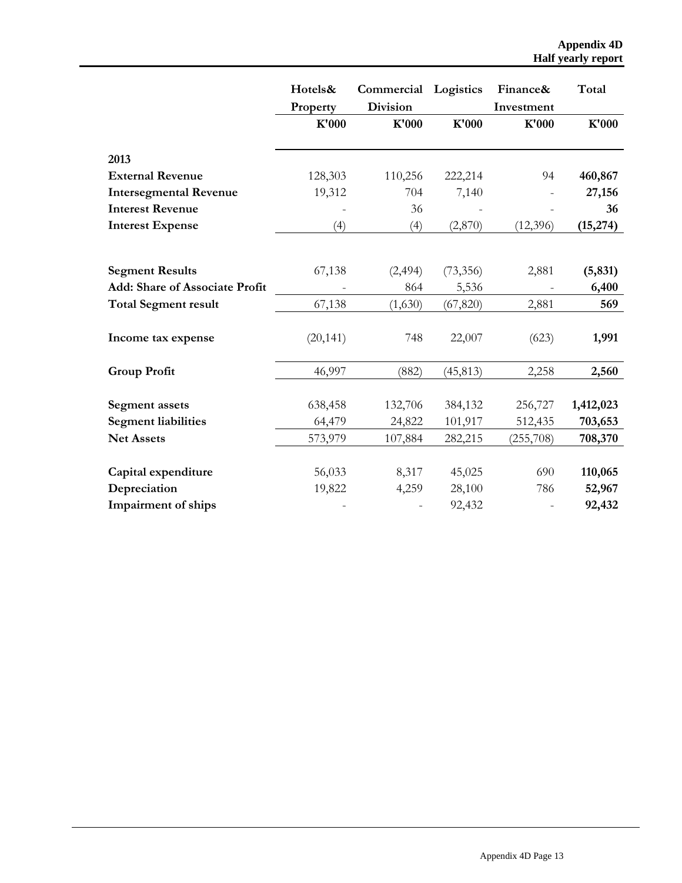| | Hotels& Property | Commercial Division | Logistics | Finance& Investment | Total |
|---|---|---|---|---|---|
| | K'000 | K'000 | K'000 | K'000 | K'000 |
| **2013** | | | | | |
| **External Revenue** | 128,303 | 110,256 | 222,214 | 94 | **460,867** |
| **Intersegmental Revenue** | 19,312 | 704 | 7,140 | - | **27,156** |
| **Interest Revenue** | - | 36 | - | - | **36** |
| **Interest Expense** | (4) | (4) | (2,870) | (12,396) | **(15,274)** |
| **Segment Results** | 67,138 | (2,494) | (73,356) | 2,881 | **(5,831)** |
| **Add: Share of Associate Profit** | - | 864 | 5,536 | - | **6,400** |
| **Total Segment result** | 67,138 | (1,630) | (67,820) | 2,881 | **569** |
| **Income tax expense** | (20,141) | 748 | 22,007 | (623) | **1,991** |
| **Group Profit** | 46,997 | (882) | (45,813) | 2,258 | **2,560** |
| **Segment assets** | 638,458 | 132,706 | 384,132 | 256,727 | **1,412,023** |
| **Segment liabilities** | 64,479 | 24,822 | 101,917 | 512,435 | **703,653** |
| **Net Assets** | 573,979 | 107,884 | 282,215 | (255,708) | **708,370** |
| **Capital expenditure** | 56,033 | 8,317 | 45,025 | 690 | **110,065** |
| **Depreciation** | 19,822 | 4,259 | 28,100 | 786 | **52,967** |
| **Impairment of ships** | - | - | 92,432 | - | **92,432** |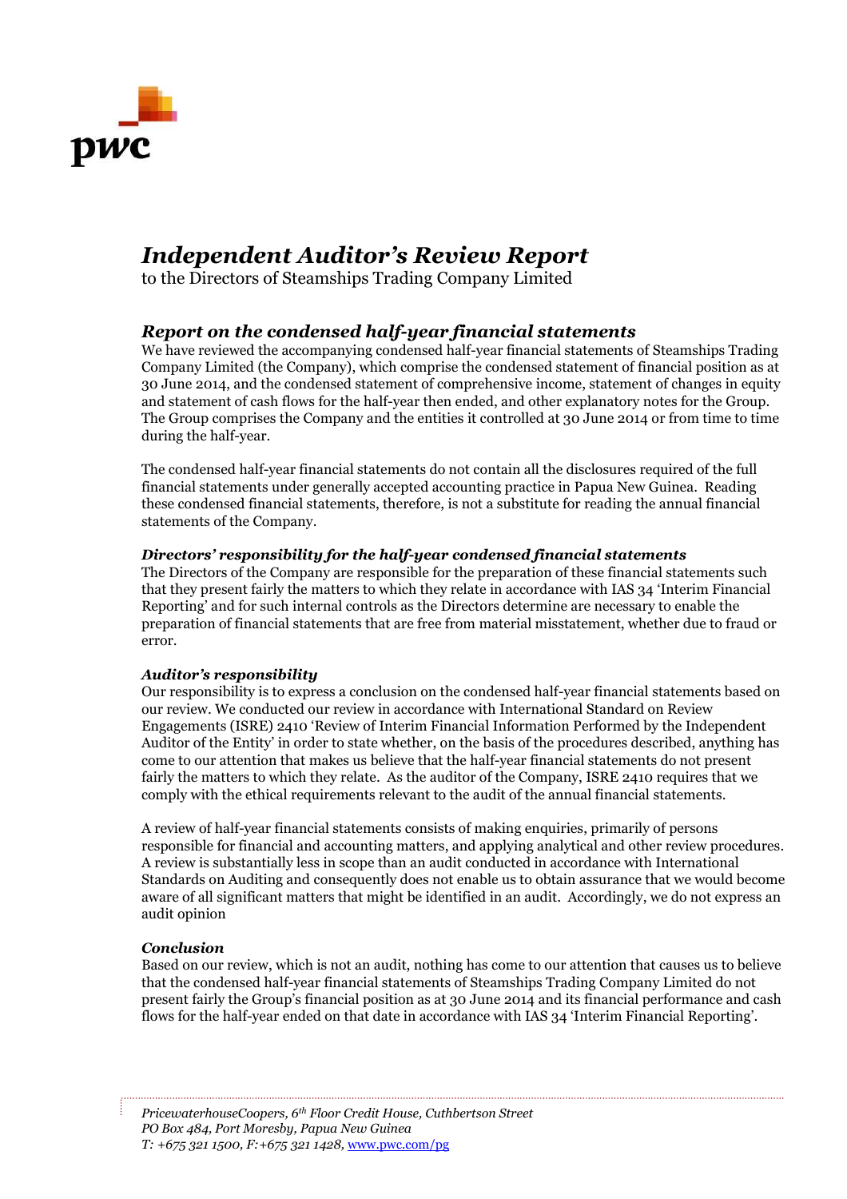# *Independent Auditor's Review Report*

to the Directors of Steamships Trading Company Limited

## *Report on the condensed half-year financial statements*

We have reviewed the accompanying condensed half-year financial statements of Steamships Trading Company Limited (the Company), which comprise the condensed statement of financial position as at 30 June 2014, and the condensed statement of comprehensive income, statement of changes in equity and statement of cash flows for the half-year then ended, and other explanatory notes for the Group. The Group comprises the Company and the entities it controlled at 30 June 2014 or from time to time during the half-year.

The condensed half-year financial statements do not contain all the disclosures required of the full financial statements under generally accepted accounting practice in Papua New Guinea. Reading these condensed financial statements, therefore, is not a substitute for reading the annual financial statements of the Company.

### *Directors' responsibility for the half-year condensed financial statements*

The Directors of the Company are responsible for the preparation of these financial statements such that they present fairly the matters to which they relate in accordance with IAS 34 'Interim Financial Reporting' and for such internal controls as the Directors determine are necessary to enable the preparation of financial statements that are free from material misstatement, whether due to fraud or error.

### *Auditor's responsibility*

Our responsibility is to express a conclusion on the condensed half-year financial statements based on our review. We conducted our review in accordance with International Standard on Review Engagements (ISRE) 2410 'Review of Interim Financial Information Performed by the Independent Auditor of the Entity' in order to state whether, on the basis of the procedures described, anything has come to our attention that makes us believe that the half-year financial statements do not present fairly the matters to which they relate. As the auditor of the Company, ISRE 2410 requires that we comply with the ethical requirements relevant to the audit of the annual financial statements.

A review of half-year financial statements consists of making enquiries, primarily of persons responsible for financial and accounting matters, and applying analytical and other review procedures. A review is substantially less in scope than an audit conducted in accordance with International Standards on Auditing and consequently does not enable us to obtain assurance that we would become aware of all significant matters that might be identified in an audit. Accordingly, we do not express an audit opinion

### *Conclusion*

Based on our review, which is not an audit, nothing has come to our attention that causes us to believe that the condensed half-year financial statements of Steamships Trading Company Limited do not present fairly the Group's financial position as at 30 June 2014 and its financial performance and cash flows for the half-year ended on that date in accordance with IAS 34 'Interim Financial Reporting'.

*PricewaterhouseCoopers, 6th Floor Credit House, Cuthbertson Street*
*PO Box 484, Port Moresby, Papua New Guinea*
*T: +675 321 1500, F:+675 321 1428, www.pwc.com/pg*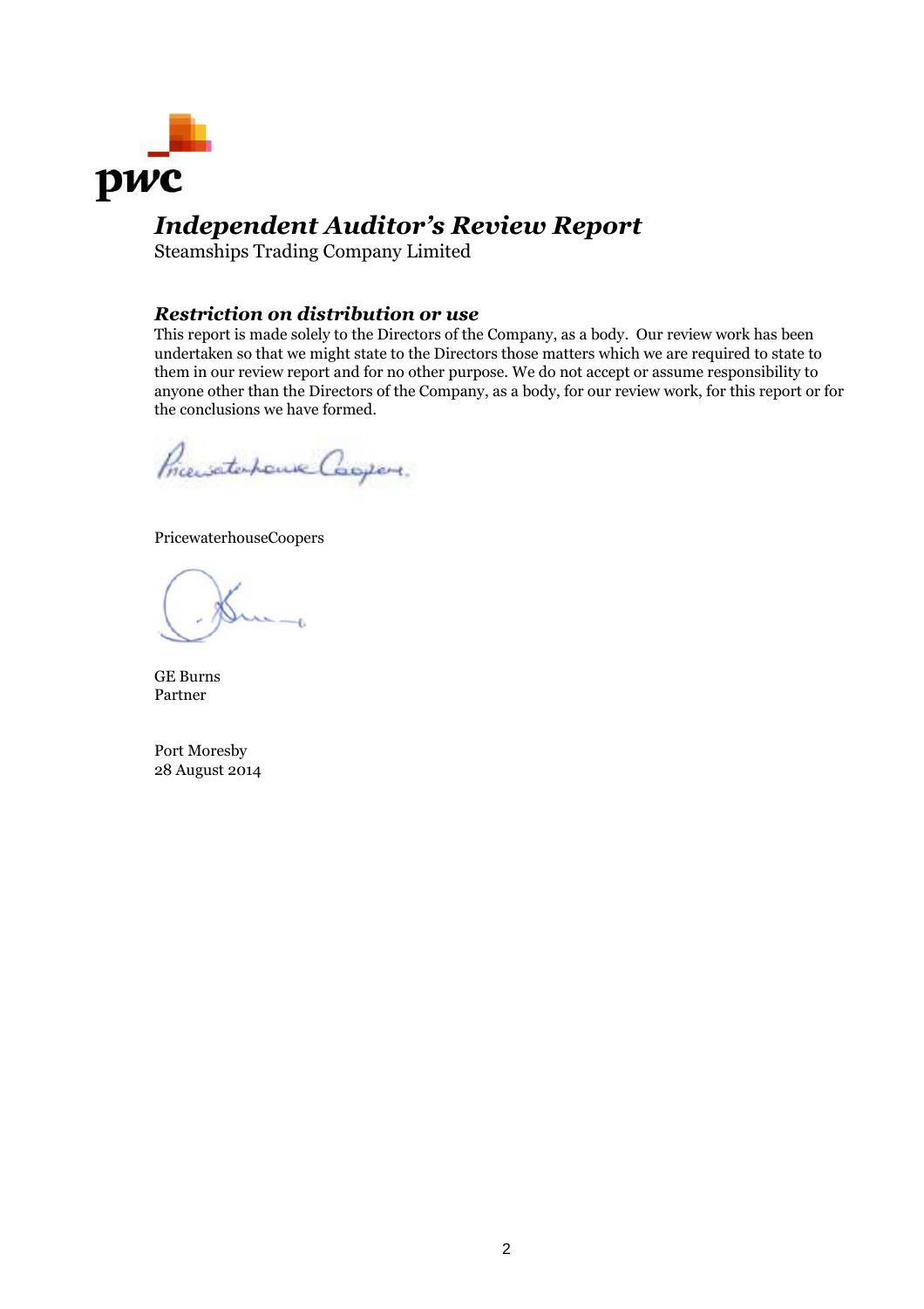# *Independent Auditor's Review Report*

Steamships Trading Company Limited

### *Restriction on distribution or use*

This report is made solely to the Directors of the Company, as a body. Our review work has been undertaken so that we might state to the Directors those matters which we are required to state to them in our review report and for no other purpose. We do not accept or assume responsibility to anyone other than the Directors of the Company, as a body, for our review work, for this report or for the conclusions we have formed.

PricewaterhouseCoopers

GE Burns
Partner

Port Moresby
28 August 2014